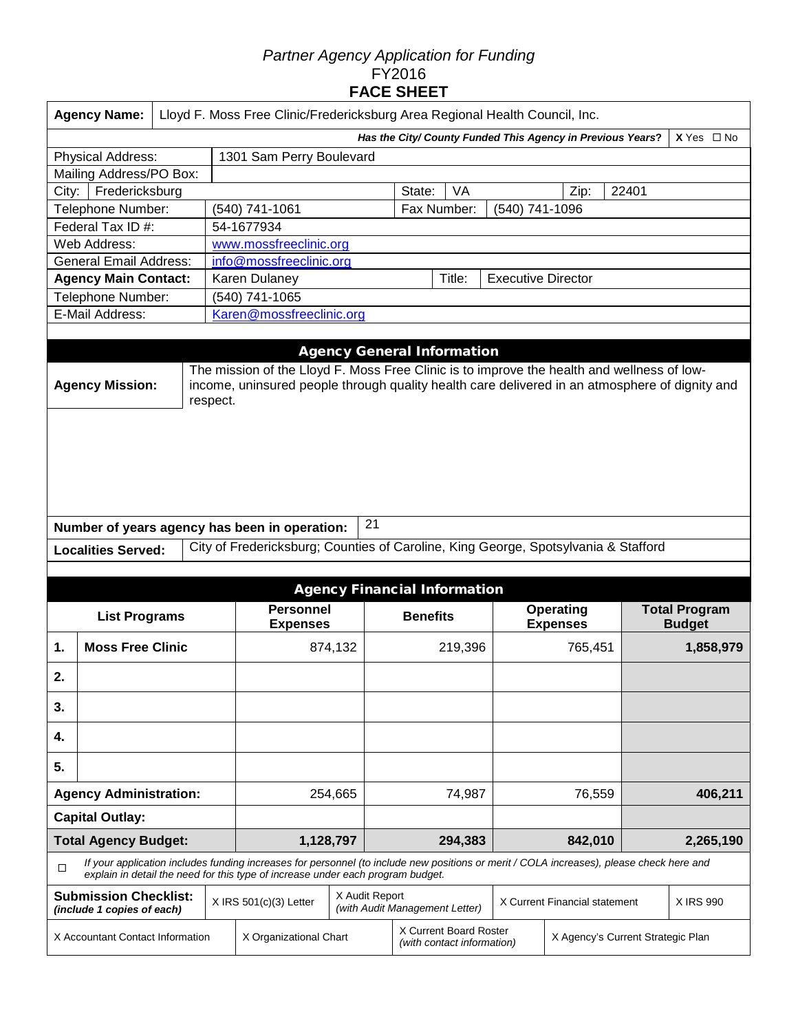*Partner Agency Application for Funding*
FY2016
**FACE SHEET**

| | |
|---|---|
| **Agency Name:** | Lloyd F. Moss Free Clinic/Fredericksburg Area Regional Health Council, Inc. |
| ***Has the City/ County Funded This Agency in Previous Years?*** | **X** Yes ☐ No |
| Physical Address: | 1301 Sam Perry Boulevard |
| Mailing Address/PO Box: | |
| City: | Fredericksburg |
| State: | VA |
| Zip: | 22401 |
| Telephone Number: | (540) 741-1061 |
| Fax Number: | (540) 741-1096 |
| Federal Tax ID #: | 54-1677934 |
| Web Address: | www.mossfreeclinic.org |
| General Email Address: | info@mossfreeclinic.org |
| **Agency Main Contact:** | Karen Dulaney |
| Title: | Executive Director |
| Telephone Number: | (540) 741-1065 |
| E-Mail Address: | Karen@mossfreeclinic.org |

## Agency General Information

**Agency Mission:** The mission of the Lloyd F. Moss Free Clinic is to improve the health and wellness of low-income, uninsured people through quality health care delivered in an atmosphere of dignity and respect.

**Number of years agency has been in operation:** 21

**Localities Served:** City of Fredericksburg; Counties of Caroline, King George, Spotsylvania & Stafford

## Agency Financial Information

| List Programs | Personnel Expenses | Benefits | Operating Expenses | Total Program Budget |
|---|---|---|---|---|
| 1. **Moss Free Clinic** | 874,132 | 219,396 | 765,451 | **1,858,979** |
| 2. | | | | |
| 3. | | | | |
| 4. | | | | |
| 5. | | | | |
| **Agency Administration:** | 254,665 | 74,987 | 76,559 | **406,211** |
| **Capital Outlay:** | | | | |
| **Total Agency Budget:** | **1,128,797** | **294,383** | **842,010** | **2,265,190** |

☐ *If your application includes funding increases for personnel (to include new positions or merit / COLA increases), please check here and explain in detail the need for this type of increase under each program budget.*

| **Submission Checklist:** *(include 1 copies of each)* | X IRS 501(c)(3) Letter | X Audit Report *(with Audit Management Letter)* | X Current Financial statement | X IRS 990 |
|---|---|---|---|---|
| X Accountant Contact Information | X Organizational Chart | X Current Board Roster *(with contact information)* | X Agency's Current Strategic Plan | |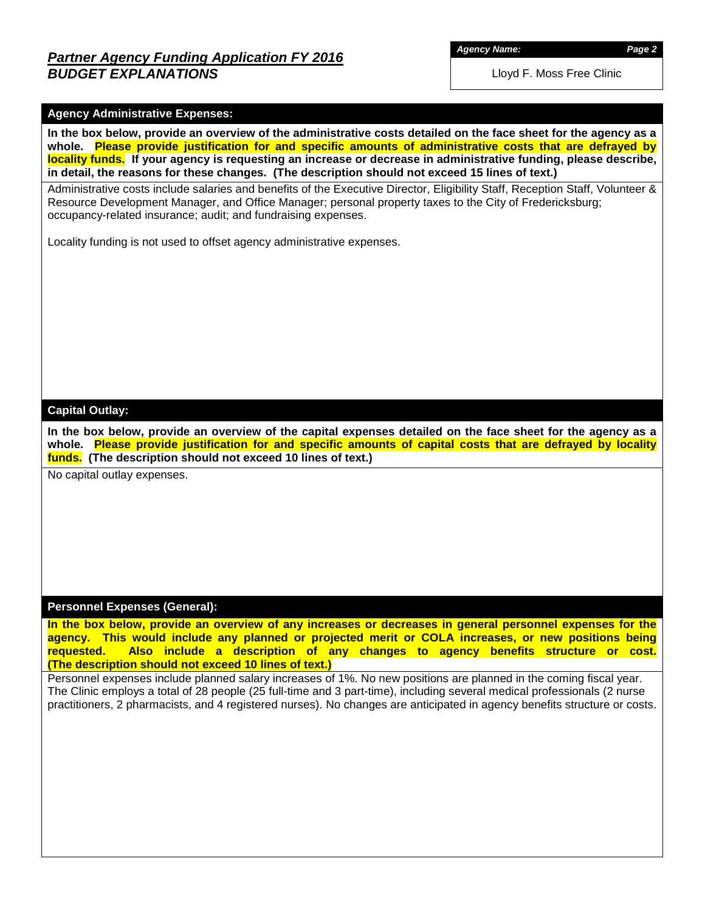## *Partner Agency Funding Application FY 2016*
## *BUDGET EXPLANATIONS*

***Agency Name:***

Lloyd F. Moss Free Clinic

### Agency Administrative Expenses:

**In the box below, provide an overview of the administrative costs detailed on the face sheet for the agency as a whole. Please provide justification for and specific amounts of administrative costs that are defrayed by locality funds. If your agency is requesting an increase or decrease in administrative funding, please describe, in detail, the reasons for these changes. (The description should not exceed 15 lines of text.)**

Administrative costs include salaries and benefits of the Executive Director, Eligibility Staff, Reception Staff, Volunteer & Resource Development Manager, and Office Manager; personal property taxes to the City of Fredericksburg; occupancy-related insurance; audit; and fundraising expenses.

Locality funding is not used to offset agency administrative expenses.

### Capital Outlay:

**In the box below, provide an overview of the capital expenses detailed on the face sheet for the agency as a whole. Please provide justification for and specific amounts of capital costs that are defrayed by locality funds. (The description should not exceed 10 lines of text.)**

No capital outlay expenses.

### Personnel Expenses (General):

**In the box below, provide an overview of any increases or decreases in general personnel expenses for the agency. This would include any planned or projected merit or COLA increases, or new positions being requested. Also include a description of any changes to agency benefits structure or cost. (The description should not exceed 10 lines of text.)**

Personnel expenses include planned salary increases of 1%. No new positions are planned in the coming fiscal year. The Clinic employs a total of 28 people (25 full-time and 3 part-time), including several medical professionals (2 nurse practitioners, 2 pharmacists, and 4 registered nurses). No changes are anticipated in agency benefits structure or costs.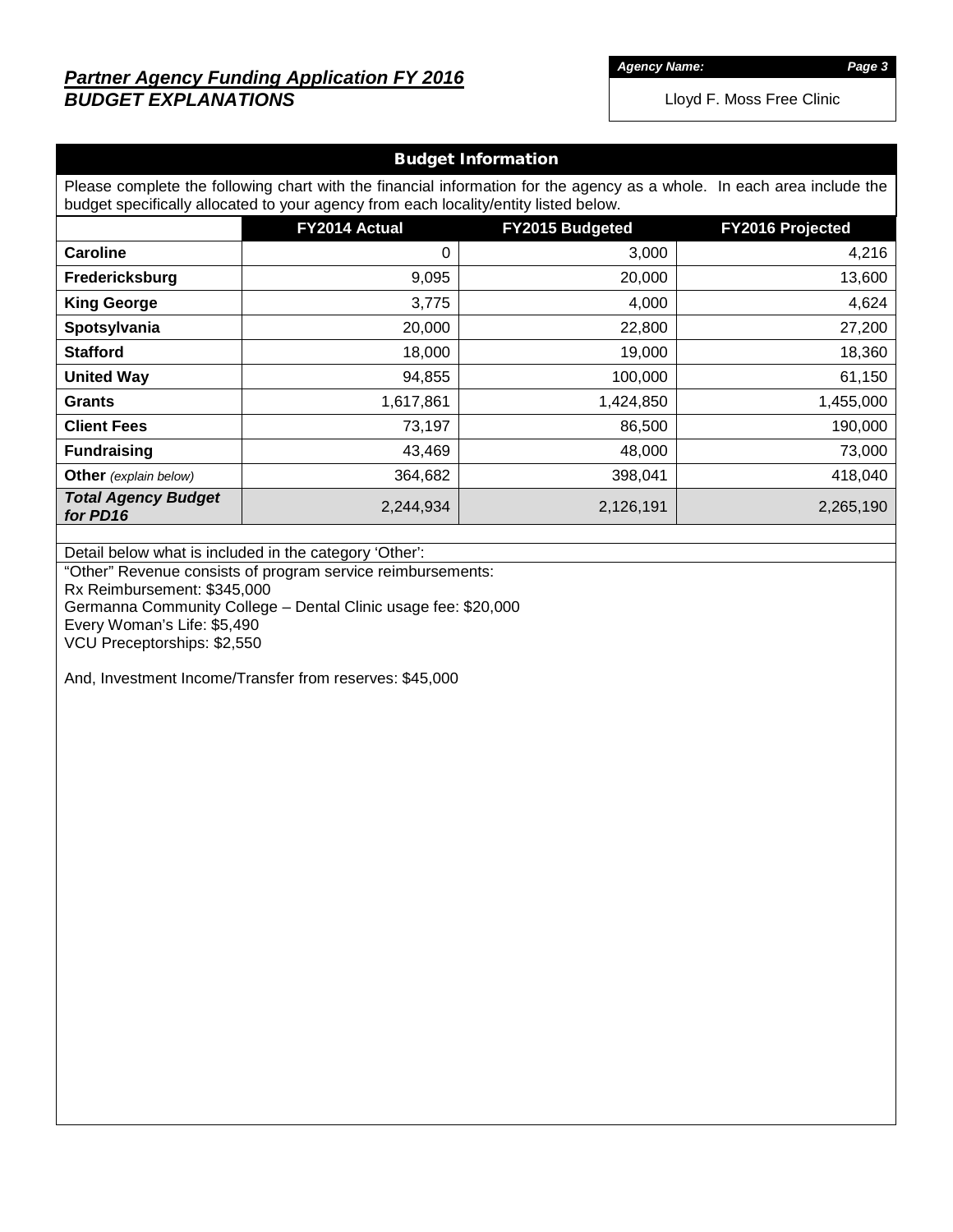## *Partner Agency Funding Application FY 2016*
## ***BUDGET EXPLANATIONS***

***Agency Name:***

Lloyd F. Moss Free Clinic

### Budget Information

Please complete the following chart with the financial information for the agency as a whole. In each area include the budget specifically allocated to your agency from each locality/entity listed below.

| | FY2014 Actual | FY2015 Budgeted | FY2016 Projected |
|---|---|---|---|
| **Caroline** | 0 | 3,000 | 4,216 |
| **Fredericksburg** | 9,095 | 20,000 | 13,600 |
| **King George** | 3,775 | 4,000 | 4,624 |
| **Spotsylvania** | 20,000 | 22,800 | 27,200 |
| **Stafford** | 18,000 | 19,000 | 18,360 |
| **United Way** | 94,855 | 100,000 | 61,150 |
| **Grants** | 1,617,861 | 1,424,850 | 1,455,000 |
| **Client Fees** | 73,197 | 86,500 | 190,000 |
| **Fundraising** | 43,469 | 48,000 | 73,000 |
| **Other** *(explain below)* | 364,682 | 398,041 | 418,040 |
| ***Total Agency Budget for PD16*** | 2,244,934 | 2,126,191 | 2,265,190 |

Detail below what is included in the category 'Other':

"Other" Revenue consists of program service reimbursements:
Rx Reimbursement: $345,000
Germanna Community College – Dental Clinic usage fee: $20,000
Every Woman's Life: $5,490
VCU Preceptorships: $2,550

And, Investment Income/Transfer from reserves: $45,000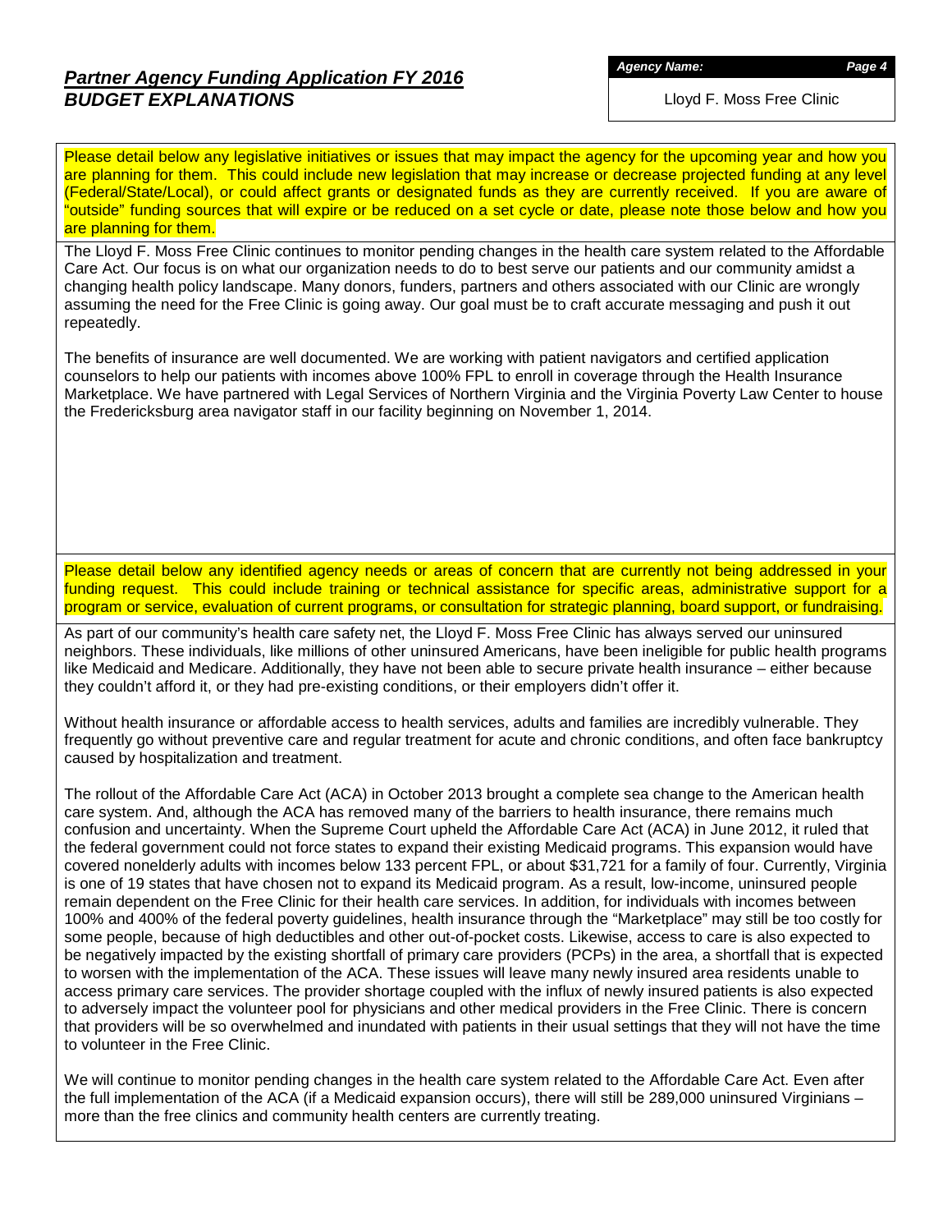## *Partner Agency Funding Application FY 2016*
## *BUDGET EXPLANATIONS*

***Agency Name:***

Lloyd F. Moss Free Clinic

Please detail below any legislative initiatives or issues that may impact the agency for the upcoming year and how you are planning for them. This could include new legislation that may increase or decrease projected funding at any level (Federal/State/Local), or could affect grants or designated funds as they are currently received. If you are aware of "outside" funding sources that will expire or be reduced on a set cycle or date, please note those below and how you are planning for them.

The Lloyd F. Moss Free Clinic continues to monitor pending changes in the health care system related to the Affordable Care Act. Our focus is on what our organization needs to do to best serve our patients and our community amidst a changing health policy landscape. Many donors, funders, partners and others associated with our Clinic are wrongly assuming the need for the Free Clinic is going away. Our goal must be to craft accurate messaging and push it out repeatedly.

The benefits of insurance are well documented. We are working with patient navigators and certified application counselors to help our patients with incomes above 100% FPL to enroll in coverage through the Health Insurance Marketplace. We have partnered with Legal Services of Northern Virginia and the Virginia Poverty Law Center to house the Fredericksburg area navigator staff in our facility beginning on November 1, 2014.

Please detail below any identified agency needs or areas of concern that are currently not being addressed in your funding request. This could include training or technical assistance for specific areas, administrative support for a program or service, evaluation of current programs, or consultation for strategic planning, board support, or fundraising.

As part of our community's health care safety net, the Lloyd F. Moss Free Clinic has always served our uninsured neighbors. These individuals, like millions of other uninsured Americans, have been ineligible for public health programs like Medicaid and Medicare. Additionally, they have not been able to secure private health insurance – either because they couldn't afford it, or they had pre-existing conditions, or their employers didn't offer it.

Without health insurance or affordable access to health services, adults and families are incredibly vulnerable. They frequently go without preventive care and regular treatment for acute and chronic conditions, and often face bankruptcy caused by hospitalization and treatment.

The rollout of the Affordable Care Act (ACA) in October 2013 brought a complete sea change to the American health care system. And, although the ACA has removed many of the barriers to health insurance, there remains much confusion and uncertainty. When the Supreme Court upheld the Affordable Care Act (ACA) in June 2012, it ruled that the federal government could not force states to expand their existing Medicaid programs. This expansion would have covered nonelderly adults with incomes below 133 percent FPL, or about $31,721 for a family of four. Currently, Virginia is one of 19 states that have chosen not to expand its Medicaid program. As a result, low-income, uninsured people remain dependent on the Free Clinic for their health care services. In addition, for individuals with incomes between 100% and 400% of the federal poverty guidelines, health insurance through the "Marketplace" may still be too costly for some people, because of high deductibles and other out-of-pocket costs. Likewise, access to care is also expected to be negatively impacted by the existing shortfall of primary care providers (PCPs) in the area, a shortfall that is expected to worsen with the implementation of the ACA. These issues will leave many newly insured area residents unable to access primary care services. The provider shortage coupled with the influx of newly insured patients is also expected to adversely impact the volunteer pool for physicians and other medical providers in the Free Clinic. There is concern that providers will be so overwhelmed and inundated with patients in their usual settings that they will not have the time to volunteer in the Free Clinic.

We will continue to monitor pending changes in the health care system related to the Affordable Care Act. Even after the full implementation of the ACA (if a Medicaid expansion occurs), there will still be 289,000 uninsured Virginians – more than the free clinics and community health centers are currently treating.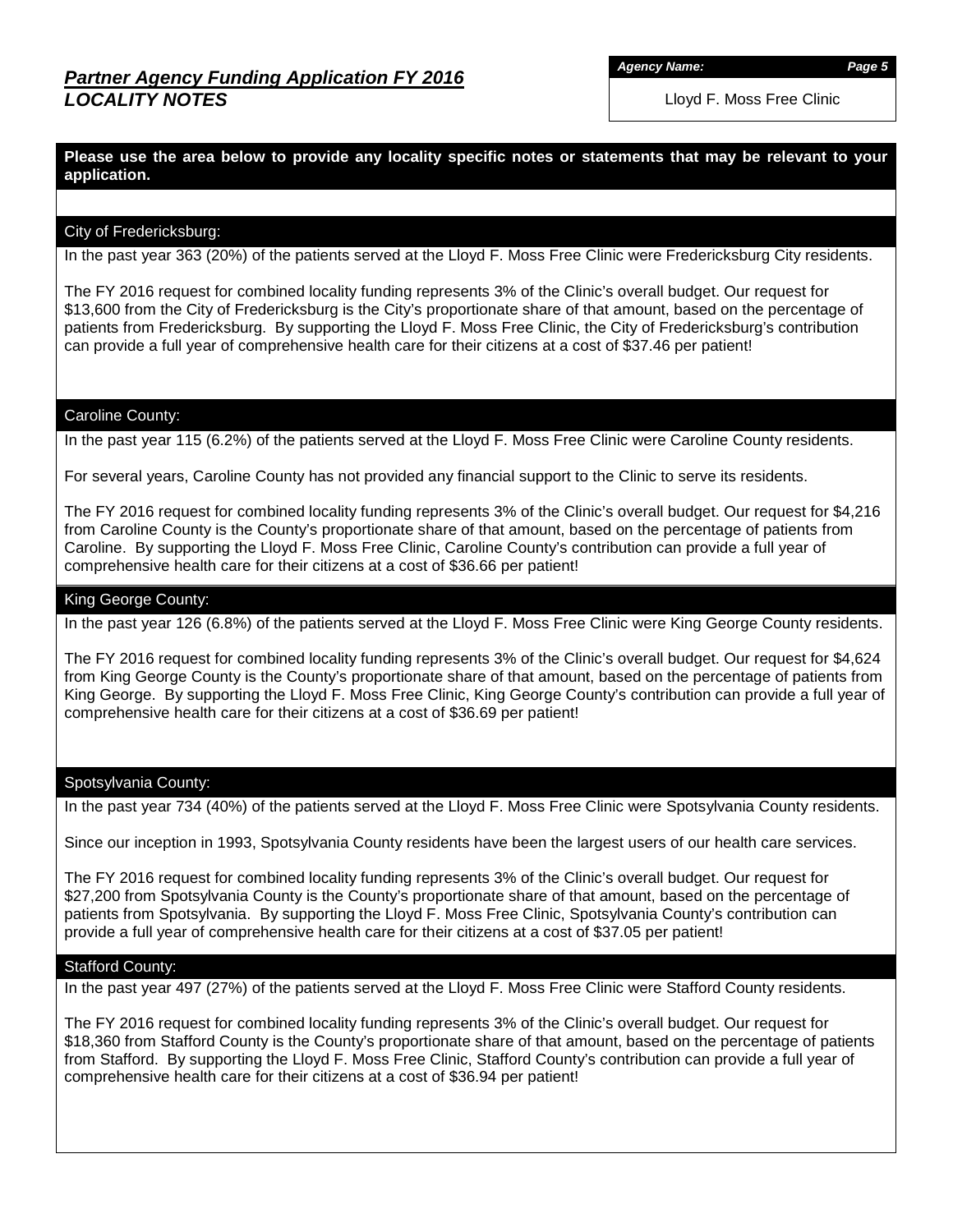# *Partner Agency Funding Application FY 2016*
## *LOCALITY NOTES*

***Agency Name:*** Lloyd F. Moss Free Clinic

**Please use the area below to provide any locality specific notes or statements that may be relevant to your application.**

### City of Fredericksburg:

In the past year 363 (20%) of the patients served at the Lloyd F. Moss Free Clinic were Fredericksburg City residents.

The FY 2016 request for combined locality funding represents 3% of the Clinic's overall budget. Our request for $13,600 from the City of Fredericksburg is the City's proportionate share of that amount, based on the percentage of patients from Fredericksburg. By supporting the Lloyd F. Moss Free Clinic, the City of Fredericksburg's contribution can provide a full year of comprehensive health care for their citizens at a cost of $37.46 per patient!

### Caroline County:

In the past year 115 (6.2%) of the patients served at the Lloyd F. Moss Free Clinic were Caroline County residents.

For several years, Caroline County has not provided any financial support to the Clinic to serve its residents.

The FY 2016 request for combined locality funding represents 3% of the Clinic's overall budget. Our request for $4,216 from Caroline County is the County's proportionate share of that amount, based on the percentage of patients from Caroline. By supporting the Lloyd F. Moss Free Clinic, Caroline County's contribution can provide a full year of comprehensive health care for their citizens at a cost of $36.66 per patient!

### King George County:

In the past year 126 (6.8%) of the patients served at the Lloyd F. Moss Free Clinic were King George County residents.

The FY 2016 request for combined locality funding represents 3% of the Clinic's overall budget. Our request for $4,624 from King George County is the County's proportionate share of that amount, based on the percentage of patients from King George. By supporting the Lloyd F. Moss Free Clinic, King George County's contribution can provide a full year of comprehensive health care for their citizens at a cost of $36.69 per patient!

### Spotsylvania County:

In the past year 734 (40%) of the patients served at the Lloyd F. Moss Free Clinic were Spotsylvania County residents.

Since our inception in 1993, Spotsylvania County residents have been the largest users of our health care services.

The FY 2016 request for combined locality funding represents 3% of the Clinic's overall budget. Our request for $27,200 from Spotsylvania County is the County's proportionate share of that amount, based on the percentage of patients from Spotsylvania. By supporting the Lloyd F. Moss Free Clinic, Spotsylvania County's contribution can provide a full year of comprehensive health care for their citizens at a cost of $37.05 per patient!

### Stafford County:

In the past year 497 (27%) of the patients served at the Lloyd F. Moss Free Clinic were Stafford County residents.

The FY 2016 request for combined locality funding represents 3% of the Clinic's overall budget. Our request for $18,360 from Stafford County is the County's proportionate share of that amount, based on the percentage of patients from Stafford. By supporting the Lloyd F. Moss Free Clinic, Stafford County's contribution can provide a full year of comprehensive health care for their citizens at a cost of $36.94 per patient!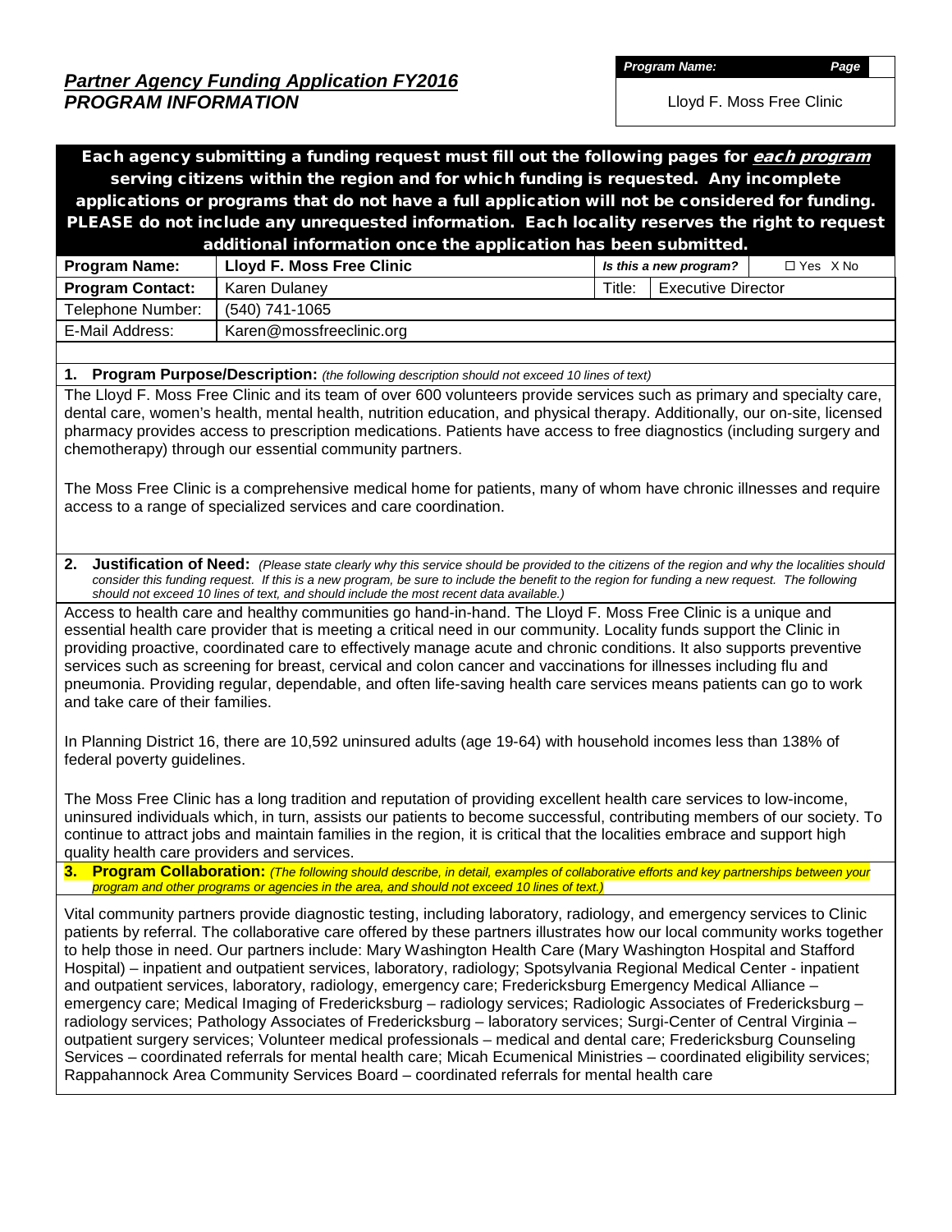## *Partner Agency Funding Application FY2016*
## *PROGRAM INFORMATION*

| *Program Name:* | *Page* |
|---|---|
| Lloyd F. Moss Free Clinic | |

**Each agency submitting a funding request must fill out the following pages for *each program* serving citizens within the region and for which funding is requested. Any incomplete applications or programs that do not have a full application will not be considered for funding. PLEASE do not include any unrequested information. Each locality reserves the right to request additional information once the application has been submitted.**

| **Program Name:** | **Lloyd F. Moss Free Clinic** | ***Is this a new program?*** | ☐ Yes X No |
|---|---|---|---|
| **Program Contact:** | Karen Dulaney | Title: | Executive Director |
| Telephone Number: | (540) 741-1065 | | |
| E-Mail Address: | Karen@mossfreeclinic.org | | |

**1. Program Purpose/Description:** *(the following description should not exceed 10 lines of text)*

The Lloyd F. Moss Free Clinic and its team of over 600 volunteers provide services such as primary and specialty care, dental care, women's health, mental health, nutrition education, and physical therapy. Additionally, our on-site, licensed pharmacy provides access to prescription medications. Patients have access to free diagnostics (including surgery and chemotherapy) through our essential community partners.

The Moss Free Clinic is a comprehensive medical home for patients, many of whom have chronic illnesses and require access to a range of specialized services and care coordination.

**2. Justification of Need:** *(Please state clearly why this service should be provided to the citizens of the region and why the localities should consider this funding request. If this is a new program, be sure to include the benefit to the region for funding a new request. The following should not exceed 10 lines of text, and should include the most recent data available.)*

Access to health care and healthy communities go hand-in-hand. The Lloyd F. Moss Free Clinic is a unique and essential health care provider that is meeting a critical need in our community. Locality funds support the Clinic in providing proactive, coordinated care to effectively manage acute and chronic conditions. It also supports preventive services such as screening for breast, cervical and colon cancer and vaccinations for illnesses including flu and pneumonia. Providing regular, dependable, and often life-saving health care services means patients can go to work and take care of their families.

In Planning District 16, there are 10,592 uninsured adults (age 19-64) with household incomes less than 138% of federal poverty guidelines.

The Moss Free Clinic has a long tradition and reputation of providing excellent health care services to low-income, uninsured individuals which, in turn, assists our patients to become successful, contributing members of our society. To continue to attract jobs and maintain families in the region, it is critical that the localities embrace and support high quality health care providers and services.

**3. Program Collaboration:** *(The following should describe, in detail, examples of collaborative efforts and key partnerships between your program and other programs or agencies in the area, and should not exceed 10 lines of text.)*

Vital community partners provide diagnostic testing, including laboratory, radiology, and emergency services to Clinic patients by referral. The collaborative care offered by these partners illustrates how our local community works together to help those in need. Our partners include: Mary Washington Health Care (Mary Washington Hospital and Stafford Hospital) – inpatient and outpatient services, laboratory, radiology; Spotsylvania Regional Medical Center - inpatient and outpatient services, laboratory, radiology, emergency care; Fredericksburg Emergency Medical Alliance – emergency care; Medical Imaging of Fredericksburg – radiology services; Radiologic Associates of Fredericksburg – radiology services; Pathology Associates of Fredericksburg – laboratory services; Surgi-Center of Central Virginia – outpatient surgery services; Volunteer medical professionals – medical and dental care; Fredericksburg Counseling Services – coordinated referrals for mental health care; Micah Ecumenical Ministries – coordinated eligibility services; Rappahannock Area Community Services Board – coordinated referrals for mental health care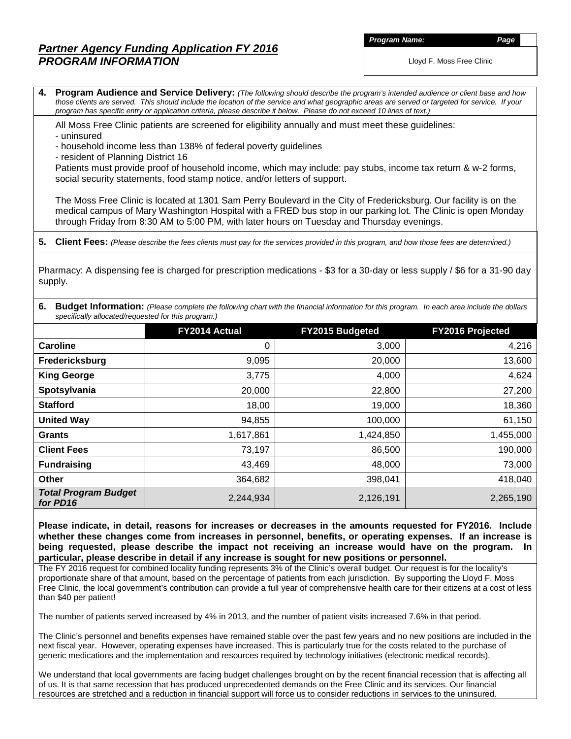## *Partner Agency Funding Application FY 2016*
## *PROGRAM INFORMATION*

***Program Name:*** Lloyd F. Moss Free Clinic

**4. Program Audience and Service Delivery:** *(The following should describe the program's intended audience or client base and how those clients are served. This should include the location of the service and what geographic areas are served or targeted for service. If your program has specific entry or application criteria, please describe it below. Please do not exceed 10 lines of text.)*

All Moss Free Clinic patients are screened for eligibility annually and must meet these guidelines:
- uninsured
- household income less than 138% of federal poverty guidelines
- resident of Planning District 16

Patients must provide proof of household income, which may include: pay stubs, income tax return & w-2 forms, social security statements, food stamp notice, and/or letters of support.

The Moss Free Clinic is located at 1301 Sam Perry Boulevard in the City of Fredericksburg. Our facility is on the medical campus of Mary Washington Hospital with a FRED bus stop in our parking lot. The Clinic is open Monday through Friday from 8:30 AM to 5:00 PM, with later hours on Tuesday and Thursday evenings.

**5. Client Fees:** *(Please describe the fees clients must pay for the services provided in this program, and how those fees are determined.)*

Pharmacy: A dispensing fee is charged for prescription medications - $3 for a 30-day or less supply / $6 for a 31-90 day supply.

**6. Budget Information:** *(Please complete the following chart with the financial information for this program. In each area include the dollars specifically allocated/requested for this program.)*

| | FY2014 Actual | FY2015 Budgeted | FY2016 Projected |
|---|---|---|---|
| **Caroline** | 0 | 3,000 | 4,216 |
| **Fredericksburg** | 9,095 | 20,000 | 13,600 |
| **King George** | 3,775 | 4,000 | 4,624 |
| **Spotsylvania** | 20,000 | 22,800 | 27,200 |
| **Stafford** | 18,00 | 19,000 | 18,360 |
| **United Way** | 94,855 | 100,000 | 61,150 |
| **Grants** | 1,617,861 | 1,424,850 | 1,455,000 |
| **Client Fees** | 73,197 | 86,500 | 190,000 |
| **Fundraising** | 43,469 | 48,000 | 73,000 |
| **Other** | 364,682 | 398,041 | 418,040 |
| ***Total Program Budget for PD16*** | 2,244,934 | 2,126,191 | 2,265,190 |

**Please indicate, in detail, reasons for increases or decreases in the amounts requested for FY2016. Include whether these changes come from increases in personnel, benefits, or operating expenses. If an increase is being requested, please describe the impact not receiving an increase would have on the program. In particular, please describe in detail if any increase is sought for new positions or personnel.**

The FY 2016 request for combined locality funding represents 3% of the Clinic's overall budget. Our request is for the locality's proportionate share of that amount, based on the percentage of patients from each jurisdiction. By supporting the Lloyd F. Moss Free Clinic, the local government's contribution can provide a full year of comprehensive health care for their citizens at a cost of less than $40 per patient!

The number of patients served increased by 4% in 2013, and the number of patient visits increased 7.6% in that period.

The Clinic's personnel and benefits expenses have remained stable over the past few years and no new positions are included in the next fiscal year. However, operating expenses have increased. This is particularly true for the costs related to the purchase of generic medications and the implementation and resources required by technology initiatives (electronic medical records).

We understand that local governments are facing budget challenges brought on by the recent financial recession that is affecting all of us. It is that same recession that has produced unprecedented demands on the Free Clinic and its services. Our financial resources are stretched and a reduction in financial support will force us to consider reductions in services to the uninsured.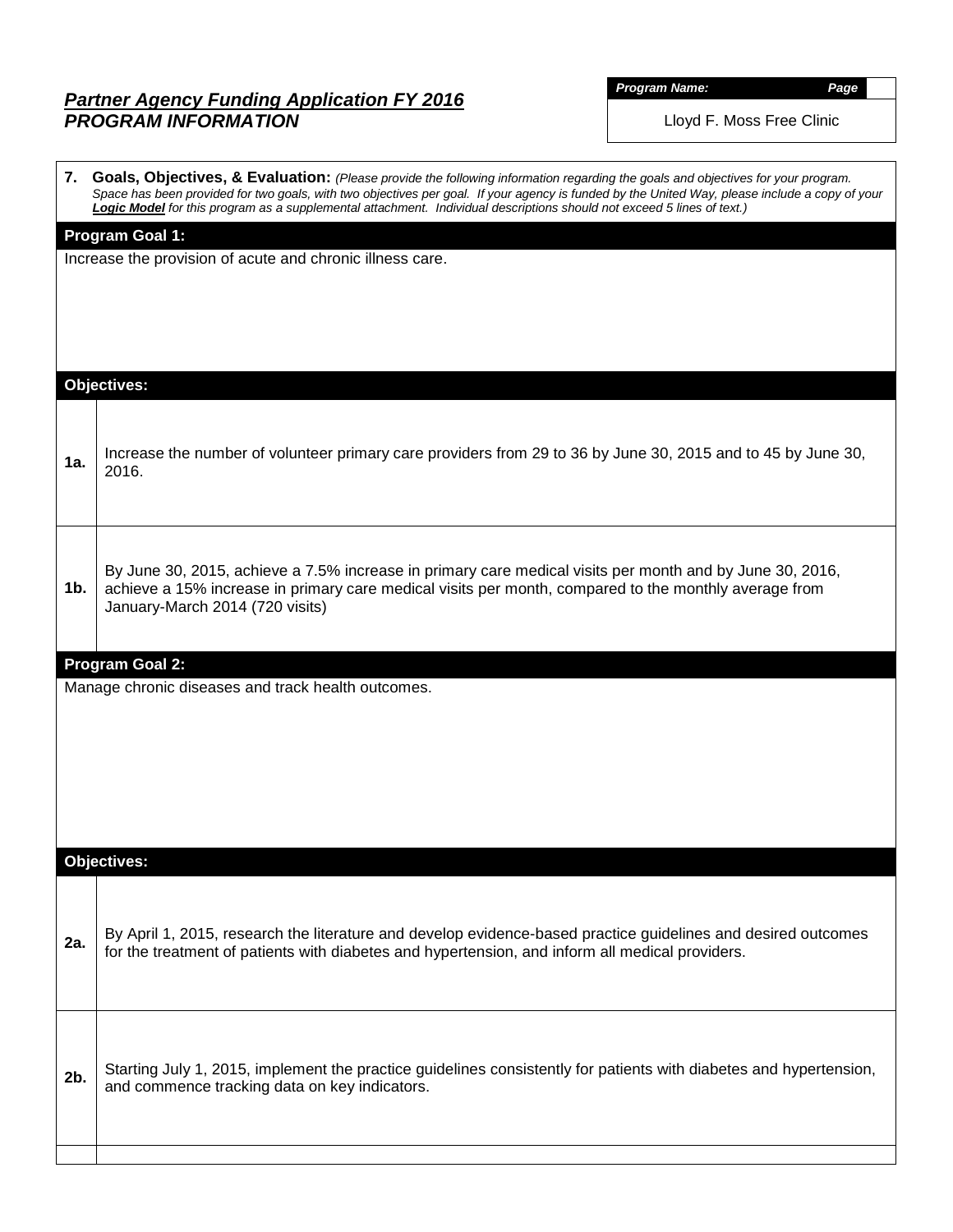## *Partner Agency Funding Application FY 2016*
## *PROGRAM INFORMATION*

| ***Program Name:*** | ***Page*** |
|---|---|
| Lloyd F. Moss Free Clinic | |

**7. Goals, Objectives, & Evaluation:** *(Please provide the following information regarding the goals and objectives for your program. Space has been provided for two goals, with two objectives per goal. If your agency is funded by the United Way, please include a copy of your* ***Logic Model*** *for this program as a supplemental attachment. Individual descriptions should not exceed 5 lines of text.)*

**Program Goal 1:**

Increase the provision of acute and chronic illness care.

**Objectives:**

| | |
|---|---|
| **1a.** | Increase the number of volunteer primary care providers from 29 to 36 by June 30, 2015 and to 45 by June 30, 2016. |
| **1b.** | By June 30, 2015, achieve a 7.5% increase in primary care medical visits per month and by June 30, 2016, achieve a 15% increase in primary care medical visits per month, compared to the monthly average from January-March 2014 (720 visits) |

**Program Goal 2:**

Manage chronic diseases and track health outcomes.

**Objectives:**

| | |
|---|---|
| **2a.** | By April 1, 2015, research the literature and develop evidence-based practice guidelines and desired outcomes for the treatment of patients with diabetes and hypertension, and inform all medical providers. |
| **2b.** | Starting July 1, 2015, implement the practice guidelines consistently for patients with diabetes and hypertension, and commence tracking data on key indicators. |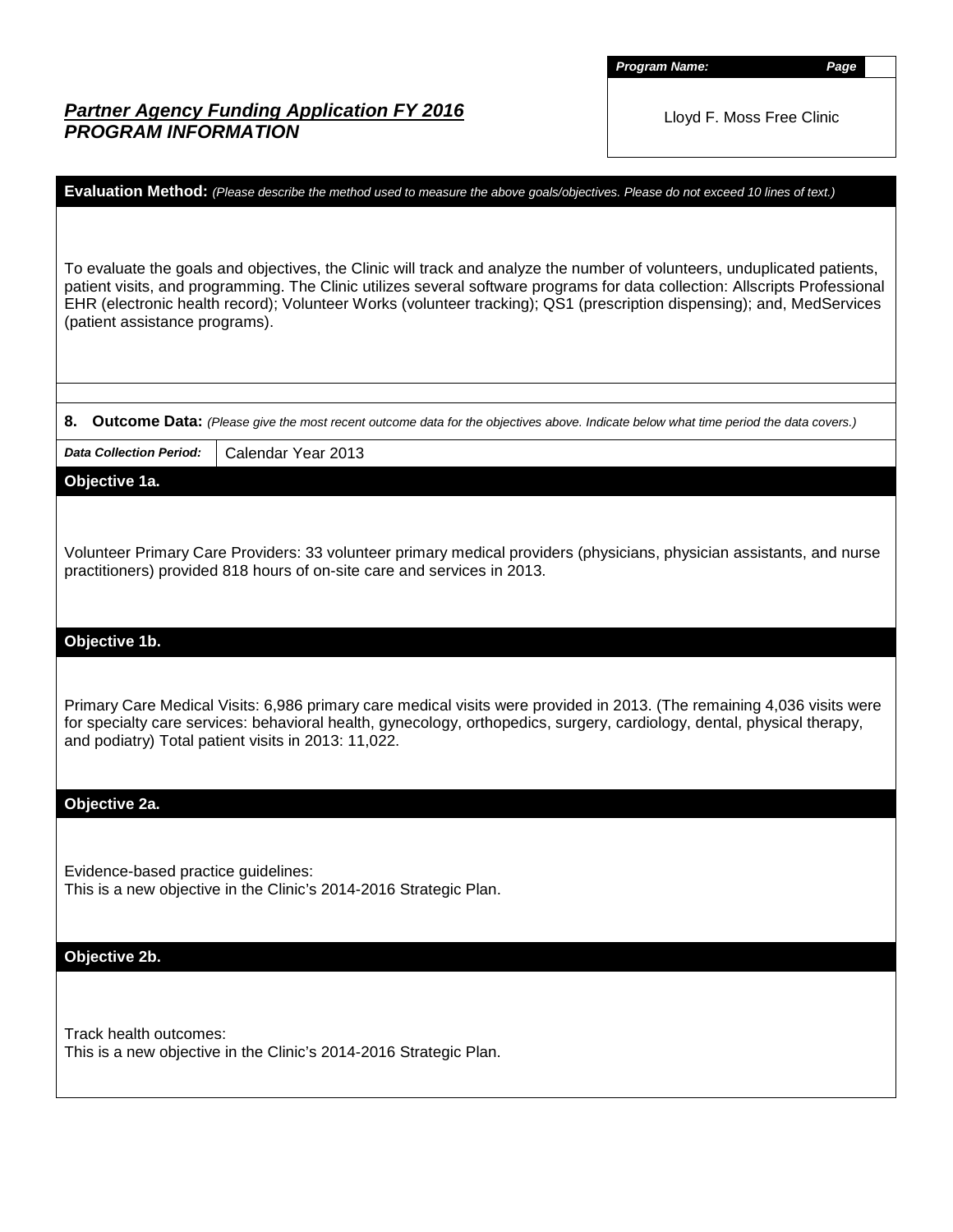| Program Name: | Page |
|---|---|
| Lloyd F. Moss Free Clinic | |

***Partner Agency Funding Application FY 2016***
***PROGRAM INFORMATION***

**Evaluation Method:** *(Please describe the method used to measure the above goals/objectives. Please do not exceed 10 lines of text.)*

To evaluate the goals and objectives, the Clinic will track and analyze the number of volunteers, unduplicated patients, patient visits, and programming. The Clinic utilizes several software programs for data collection: Allscripts Professional EHR (electronic health record); Volunteer Works (volunteer tracking); QS1 (prescription dispensing); and, MedServices (patient assistance programs).

**8. Outcome Data:** *(Please give the most recent outcome data for the objectives above. Indicate below what time period the data covers.)*

| *Data Collection Period:* | Calendar Year 2013 |
|---|---|

**Objective 1a.**

Volunteer Primary Care Providers: 33 volunteer primary medical providers (physicians, physician assistants, and nurse practitioners) provided 818 hours of on-site care and services in 2013.

**Objective 1b.**

Primary Care Medical Visits: 6,986 primary care medical visits were provided in 2013. (The remaining 4,036 visits were for specialty care services: behavioral health, gynecology, orthopedics, surgery, cardiology, dental, physical therapy, and podiatry) Total patient visits in 2013: 11,022.

**Objective 2a.**

Evidence-based practice guidelines:
This is a new objective in the Clinic's 2014-2016 Strategic Plan.

**Objective 2b.**

Track health outcomes:
This is a new objective in the Clinic's 2014-2016 Strategic Plan.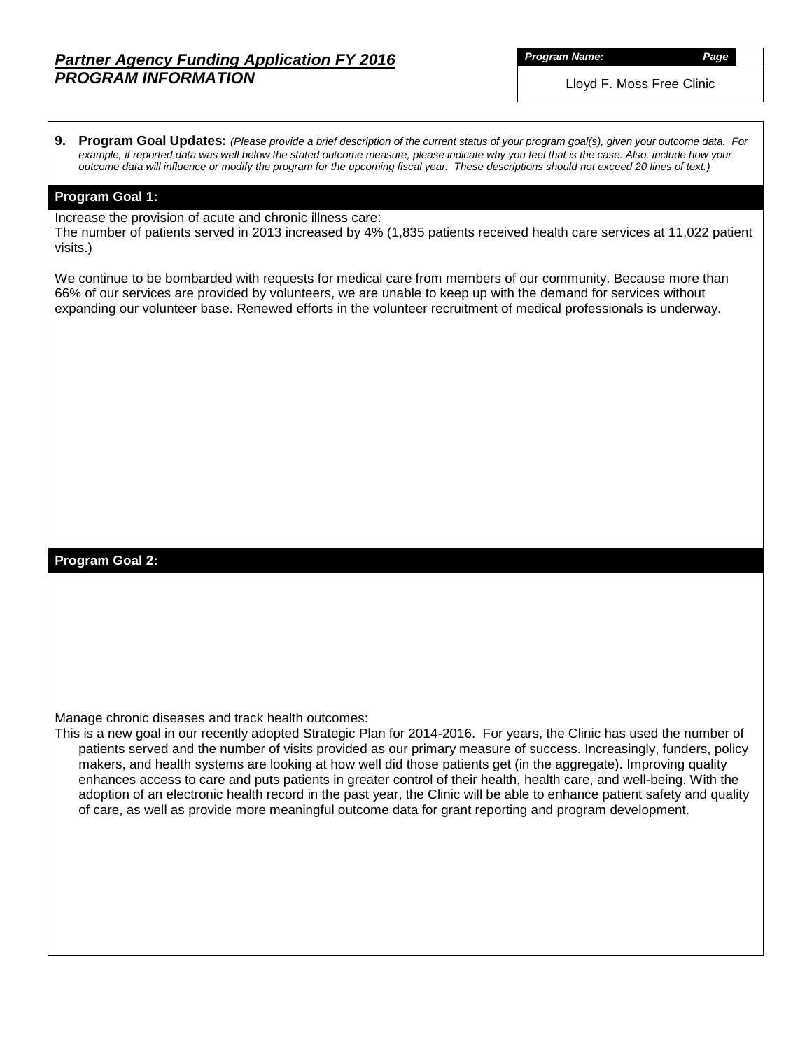## *Partner Agency Funding Application FY 2016*
## *PROGRAM INFORMATION*

***Program Name:*** Lloyd F. Moss Free Clinic

**9. Program Goal Updates:** *(Please provide a brief description of the current status of your program goal(s), given your outcome data. For example, if reported data was well below the stated outcome measure, please indicate why you feel that is the case. Also, include how your outcome data will influence or modify the program for the upcoming fiscal year. These descriptions should not exceed 20 lines of text.)*

### Program Goal 1:

Increase the provision of acute and chronic illness care:
The number of patients served in 2013 increased by 4% (1,835 patients received health care services at 11,022 patient visits.)

We continue to be bombarded with requests for medical care from members of our community. Because more than 66% of our services are provided by volunteers, we are unable to keep up with the demand for services without expanding our volunteer base. Renewed efforts in the volunteer recruitment of medical professionals is underway.

### Program Goal 2:

Manage chronic diseases and track health outcomes:
This is a new goal in our recently adopted Strategic Plan for 2014-2016. For years, the Clinic has used the number of patients served and the number of visits provided as our primary measure of success. Increasingly, funders, policy makers, and health systems are looking at how well did those patients get (in the aggregate). Improving quality enhances access to care and puts patients in greater control of their health, health care, and well-being. With the adoption of an electronic health record in the past year, the Clinic will be able to enhance patient safety and quality of care, as well as provide more meaningful outcome data for grant reporting and program development.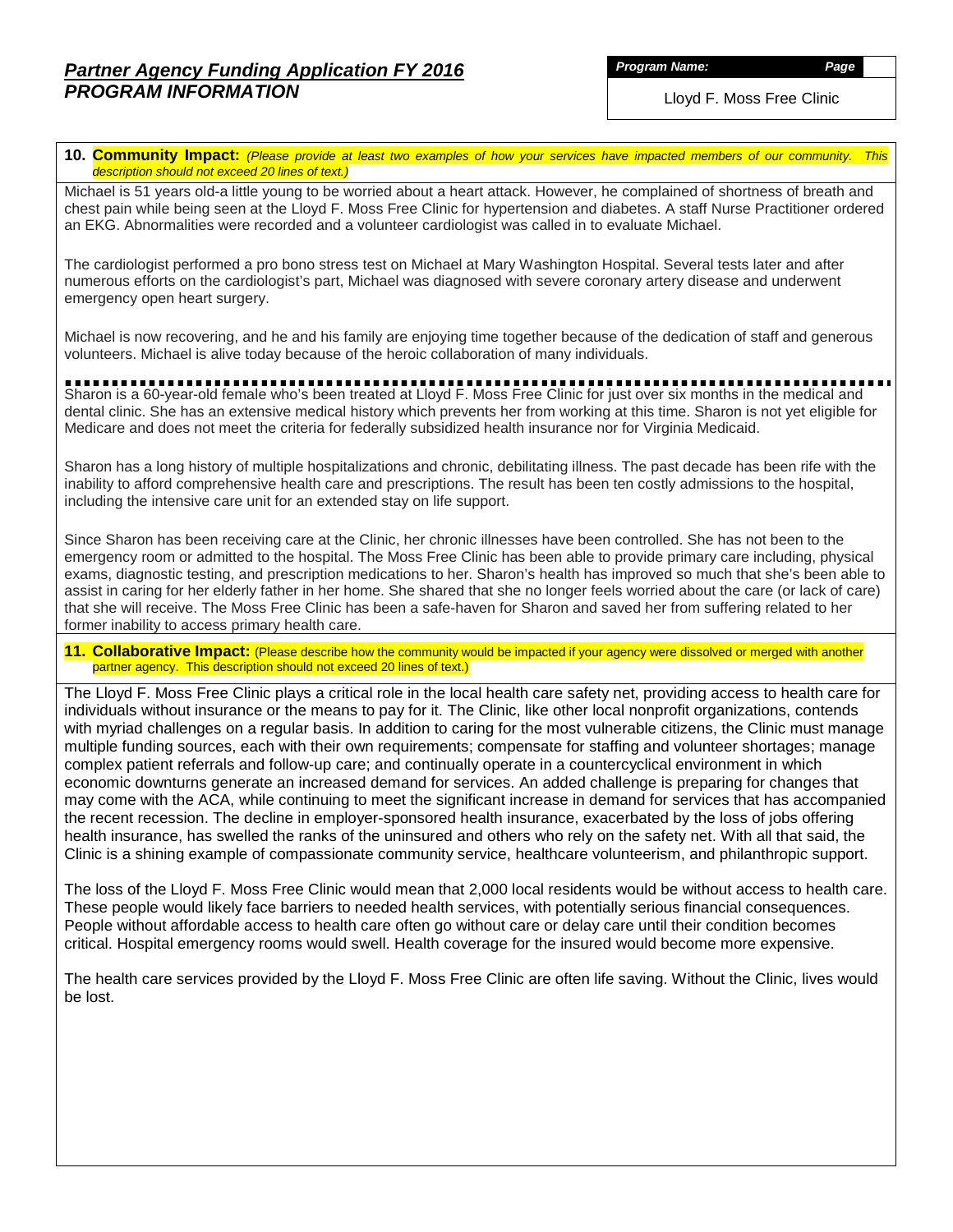## Partner Agency Funding Application FY 2016
## PROGRAM INFORMATION

**Program Name:** Lloyd F. Moss Free Clinic

**10. Community Impact:** *(Please provide at least two examples of how your services have impacted members of our community. This description should not exceed 20 lines of text.)*

Michael is 51 years old-a little young to be worried about a heart attack. However, he complained of shortness of breath and chest pain while being seen at the Lloyd F. Moss Free Clinic for hypertension and diabetes. A staff Nurse Practitioner ordered an EKG. Abnormalities were recorded and a volunteer cardiologist was called in to evaluate Michael.

The cardiologist performed a pro bono stress test on Michael at Mary Washington Hospital. Several tests later and after numerous efforts on the cardiologist's part, Michael was diagnosed with severe coronary artery disease and underwent emergency open heart surgery.

Michael is now recovering, and he and his family are enjoying time together because of the dedication of staff and generous volunteers. Michael is alive today because of the heroic collaboration of many individuals.

---

Sharon is a 60-year-old female who's been treated at Lloyd F. Moss Free Clinic for just over six months in the medical and dental clinic. She has an extensive medical history which prevents her from working at this time. Sharon is not yet eligible for Medicare and does not meet the criteria for federally subsidized health insurance nor for Virginia Medicaid.

Sharon has a long history of multiple hospitalizations and chronic, debilitating illness. The past decade has been rife with the inability to afford comprehensive health care and prescriptions. The result has been ten costly admissions to the hospital, including the intensive care unit for an extended stay on life support.

Since Sharon has been receiving care at the Clinic, her chronic illnesses have been controlled. She has not been to the emergency room or admitted to the hospital. The Moss Free Clinic has been able to provide primary care including, physical exams, diagnostic testing, and prescription medications to her. Sharon's health has improved so much that she's been able to assist in caring for her elderly father in her home. She shared that she no longer feels worried about the care (or lack of care) that she will receive. The Moss Free Clinic has been a safe-haven for Sharon and saved her from suffering related to her former inability to access primary health care.

**11. Collaborative Impact:** (Please describe how the community would be impacted if your agency were dissolved or merged with another partner agency. This description should not exceed 20 lines of text.)

The Lloyd F. Moss Free Clinic plays a critical role in the local health care safety net, providing access to health care for individuals without insurance or the means to pay for it. The Clinic, like other local nonprofit organizations, contends with myriad challenges on a regular basis. In addition to caring for the most vulnerable citizens, the Clinic must manage multiple funding sources, each with their own requirements; compensate for staffing and volunteer shortages; manage complex patient referrals and follow-up care; and continually operate in a countercyclical environment in which economic downturns generate an increased demand for services. An added challenge is preparing for changes that may come with the ACA, while continuing to meet the significant increase in demand for services that has accompanied the recent recession. The decline in employer-sponsored health insurance, exacerbated by the loss of jobs offering health insurance, has swelled the ranks of the uninsured and others who rely on the safety net. With all that said, the Clinic is a shining example of compassionate community service, healthcare volunteerism, and philanthropic support.

The loss of the Lloyd F. Moss Free Clinic would mean that 2,000 local residents would be without access to health care. These people would likely face barriers to needed health services, with potentially serious financial consequences. People without affordable access to health care often go without care or delay care until their condition becomes critical. Hospital emergency rooms would swell. Health coverage for the insured would become more expensive.

The health care services provided by the Lloyd F. Moss Free Clinic are often life saving. Without the Clinic, lives would be lost.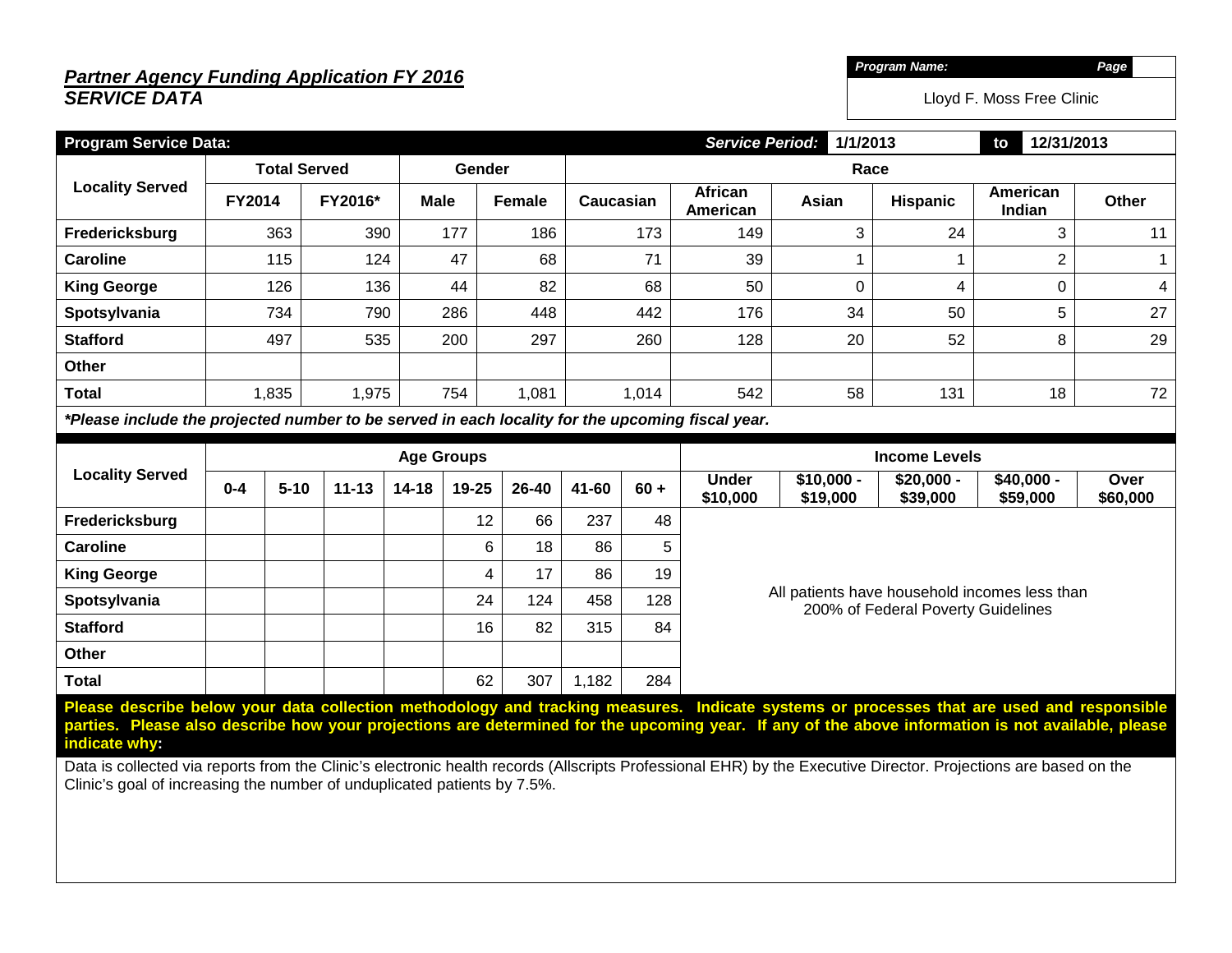***Partner Agency Funding Application FY 2016***
***SERVICE DATA***

| ***Program Name:*** | ***Page*** |
|---|---|
| Lloyd F. Moss Free Clinic | |

**Program Service Data:** ***Service Period:*** **1/1/2013** **to** **12/31/2013**

| Locality Served | Total Served | | Gender | | Race | | | | | |
|---|---|---|---|---|---|---|---|---|---|---|
| | FY2014 | FY2016* | Male | Female | Caucasian | African American | Asian | Hispanic | American Indian | Other |
| **Fredericksburg** | 363 | 390 | 177 | 186 | 173 | 149 | 3 | 24 | 3 | 11 |
| **Caroline** | 115 | 124 | 47 | 68 | 71 | 39 | 1 | 1 | 2 | 1 |
| **King George** | 126 | 136 | 44 | 82 | 68 | 50 | 0 | 4 | 0 | 4 |
| **Spotsylvania** | 734 | 790 | 286 | 448 | 442 | 176 | 34 | 50 | 5 | 27 |
| **Stafford** | 497 | 535 | 200 | 297 | 260 | 128 | 20 | 52 | 8 | 29 |
| **Other** | | | | | | | | | | |
| **Total** | 1,835 | 1,975 | 754 | 1,081 | 1,014 | 542 | 58 | 131 | 18 | 72 |

***\*Please include the projected number to be served in each locality for the upcoming fiscal year.***

| Locality Served | Age Groups | | | | | | | | Income Levels | | | | |
|---|---|---|---|---|---|---|---|---|---|---|---|---|---|
| | 0-4 | 5-10 | 11-13 | 14-18 | 19-25 | 26-40 | 41-60 | 60 + | Under $10,000 | $10,000 - $19,000 | $20,000 - $39,000 | $40,000 - $59,000 | Over $60,000 |
| **Fredericksburg** | | | | | 12 | 66 | 237 | 48 | All patients have household incomes less than 200% of Federal Poverty Guidelines | | | | |
| **Caroline** | | | | | 6 | 18 | 86 | 5 | | | | | |
| **King George** | | | | | 4 | 17 | 86 | 19 | | | | | |
| **Spotsylvania** | | | | | 24 | 124 | 458 | 128 | | | | | |
| **Stafford** | | | | | 16 | 82 | 315 | 84 | | | | | |
| **Other** | | | | | | | | | | | | | |
| **Total** | | | | | 62 | 307 | 1,182 | 284 | | | | | |

**Please describe below your data collection methodology and tracking measures. Indicate systems or processes that are used and responsible parties. Please also describe how your projections are determined for the upcoming year. If any of the above information is not available, please indicate why:**

Data is collected via reports from the Clinic's electronic health records (Allscripts Professional EHR) by the Executive Director. Projections are based on the Clinic's goal of increasing the number of unduplicated patients by 7.5%.